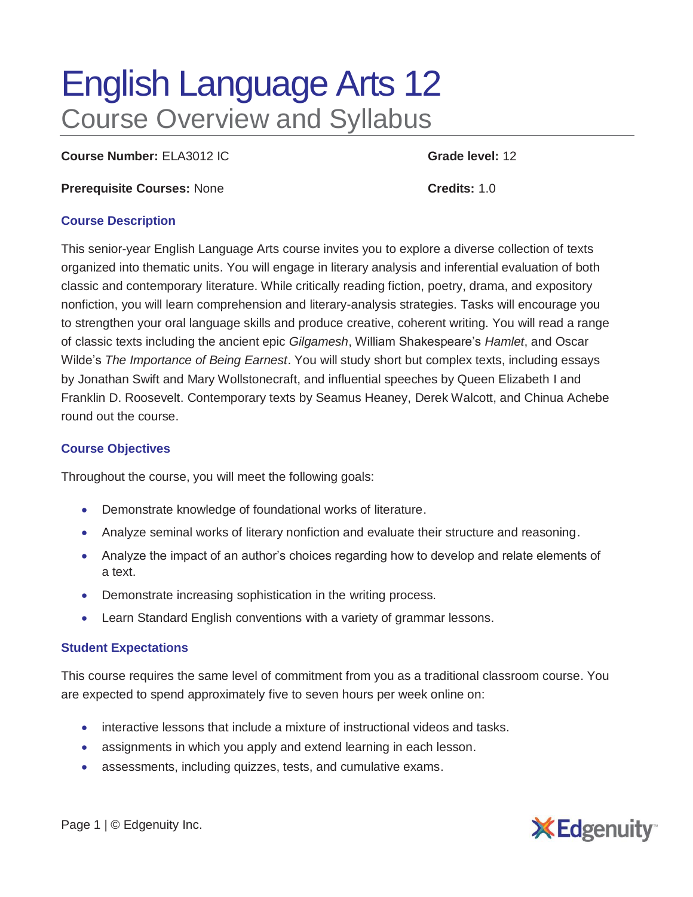# English Language Arts 12

## Course Overview and Syllabus

**Course Number:** ELA3012 IC

**Grade level:** 12

**Prerequisite Courses:** None

**Credits:** 1.0

### Course Description

This senior-year English Language Arts course invites you to explore a diverse collection of texts organized into thematic units. You will engage in literary analysis and inferential evaluation of both classic and contemporary literature. While critically reading fiction, poetry, drama, and expository nonfiction, you will learn comprehension and literary-analysis strategies. Tasks will encourage you to strengthen your oral language skills and produce creative, coherent writing. You will read a range of classic texts including the ancient epic *Gilgamesh*, William Shakespeare's *Hamlet*, and Oscar Wilde's *The Importance of Being Earnest*. You will study short but complex texts, including essays by Jonathan Swift and Mary Wollstonecraft, and influential speeches by Queen Elizabeth I and Franklin D. Roosevelt. Contemporary texts by Seamus Heaney, Derek Walcott, and Chinua Achebe round out the course.

### Course Objectives

Throughout the course, you will meet the following goals:

- Demonstrate knowledge of foundational works of literature.
- Analyze seminal works of literary nonfiction and evaluate their structure and reasoning.
- Analyze the impact of an author's choices regarding how to develop and relate elements of a text.
- Demonstrate increasing sophistication in the writing process.
- Learn Standard English conventions with a variety of grammar lessons.

### Student Expectations

This course requires the same level of commitment from you as a traditional classroom course. You are expected to spend approximately five to seven hours per week online on:

- interactive lessons that include a mixture of instructional videos and tasks.
- assignments in which you apply and extend learning in each lesson.
- assessments, including quizzes, tests, and cumulative exams.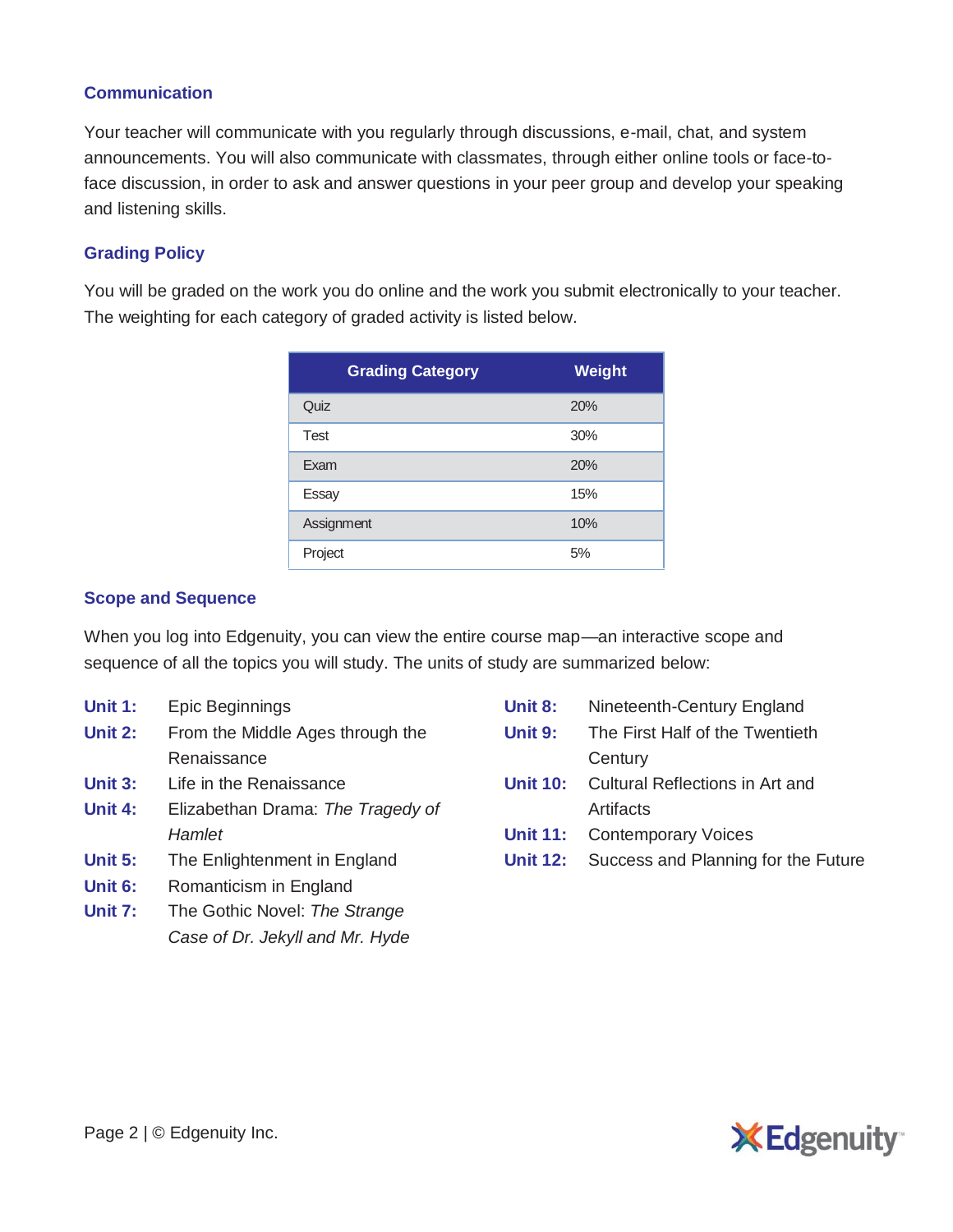## Communication

Your teacher will communicate with you regularly through discussions, e-mail, chat, and system announcements. You will also communicate with classmates, through either online tools or face-to-face discussion, in order to ask and answer questions in your peer group and develop your speaking and listening skills.

## Grading Policy

You will be graded on the work you do online and the work you submit electronically to your teacher. The weighting for each category of graded activity is listed below.

| Grading Category | Weight |
| --- | --- |
| Quiz | 20% |
| Test | 30% |
| Exam | 20% |
| Essay | 15% |
| Assignment | 10% |
| Project | 5% |

## Scope and Sequence

When you log into Edgenuity, you can view the entire course map—an interactive scope and sequence of all the topics you will study. The units of study are summarized below:

**Unit 1:** Epic Beginnings
**Unit 2:** From the Middle Ages through the Renaissance
**Unit 3:** Life in the Renaissance
**Unit 4:** Elizabethan Drama: *The Tragedy of Hamlet*
**Unit 5:** The Enlightenment in England
**Unit 6:** Romanticism in England
**Unit 7:** The Gothic Novel: *The Strange Case of Dr. Jekyll and Mr. Hyde*
**Unit 8:** Nineteenth-Century England
**Unit 9:** The First Half of the Twentieth Century
**Unit 10:** Cultural Reflections in Art and Artifacts
**Unit 11:** Contemporary Voices
**Unit 12:** Success and Planning for the Future